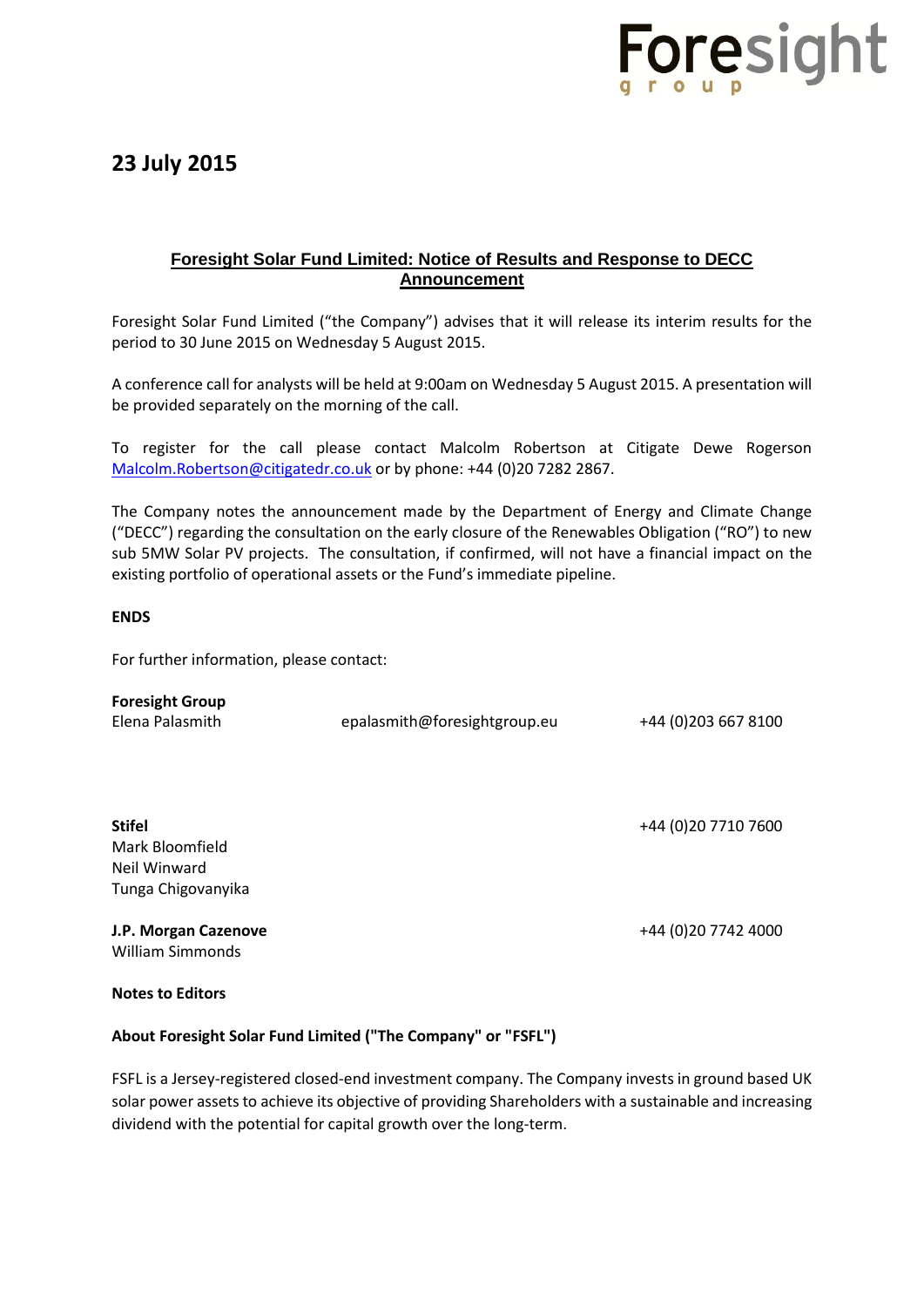**23 July 2015**

## Foresight Solar Fund Limited: Notice of Results and Response to DECC Announcement

Foresight Solar Fund Limited ("the Company") advises that it will release its interim results for the period to 30 June 2015 on Wednesday 5 August 2015.

A conference call for analysts will be held at 9:00am on Wednesday 5 August 2015. A presentation will be provided separately on the morning of the call.

To register for the call please contact Malcolm Robertson at Citigate Dewe Rogerson Malcolm.Robertson@citigatedr.co.uk or by phone: +44 (0)20 7282 2867.

The Company notes the announcement made by the Department of Energy and Climate Change ("DECC") regarding the consultation on the early closure of the Renewables Obligation ("RO") to new sub 5MW Solar PV projects. The consultation, if confirmed, will not have a financial impact on the existing portfolio of operational assets or the Fund's immediate pipeline.

**ENDS**

For further information, please contact:

**Foresight Group**
Elena Palasmith — epalasmith@foresightgroup.eu — +44 (0)203 667 8100

**Stifel** — +44 (0)20 7710 7600
Mark Bloomfield
Neil Winward
Tunga Chigovanyika

**J.P. Morgan Cazenove** — +44 (0)20 7742 4000
William Simmonds

**Notes to Editors**

**About Foresight Solar Fund Limited ("The Company" or "FSFL")**

FSFL is a Jersey-registered closed-end investment company. The Company invests in ground based UK solar power assets to achieve its objective of providing Shareholders with a sustainable and increasing dividend with the potential for capital growth over the long-term.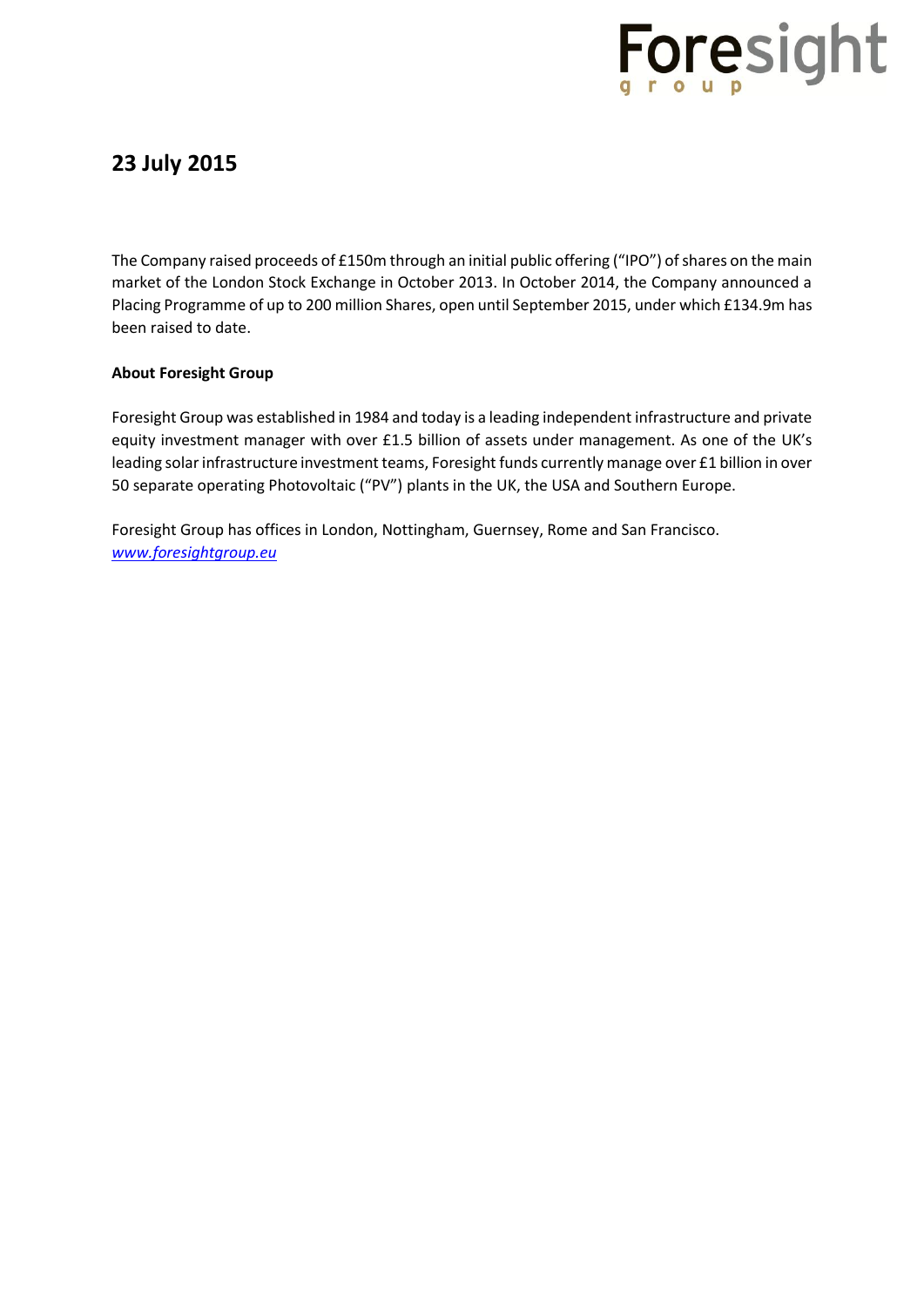## 23 July 2015

The Company raised proceeds of £150m through an initial public offering ("IPO") of shares on the main market of the London Stock Exchange in October 2013. In October 2014, the Company announced a Placing Programme of up to 200 million Shares, open until September 2015, under which £134.9m has been raised to date.

**About Foresight Group**

Foresight Group was established in 1984 and today is a leading independent infrastructure and private equity investment manager with over £1.5 billion of assets under management. As one of the UK's leading solar infrastructure investment teams, Foresight funds currently manage over £1 billion in over 50 separate operating Photovoltaic ("PV") plants in the UK, the USA and Southern Europe.

Foresight Group has offices in London, Nottingham, Guernsey, Rome and San Francisco.
*www.foresightgroup.eu*